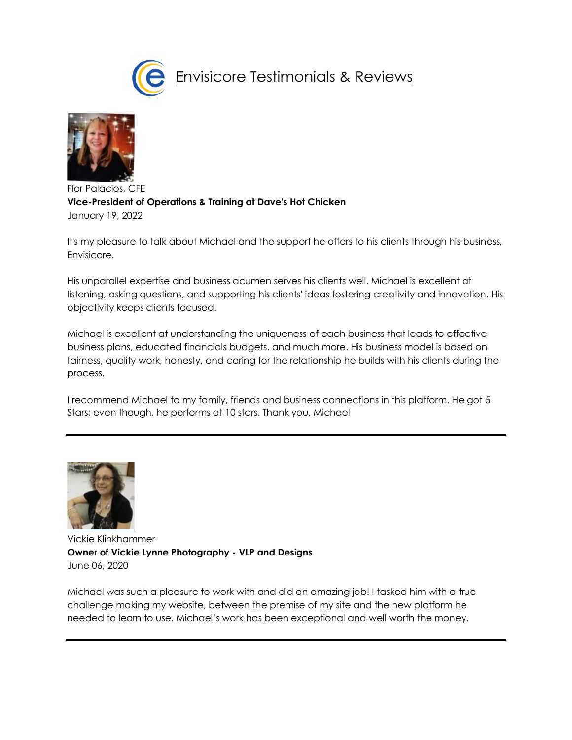# Envisicore Testimonials & Reviews

Flor Palacios, CFE
**Vice-President of Operations & Training at Dave's Hot Chicken**
January 19, 2022

It's my pleasure to talk about Michael and the support he offers to his clients through his business, Envisicore.

His unparallel expertise and business acumen serves his clients well. Michael is excellent at listening, asking questions, and supporting his clients' ideas fostering creativity and innovation. His objectivity keeps clients focused.

Michael is excellent at understanding the uniqueness of each business that leads to effective business plans, educated financials budgets, and much more. His business model is based on fairness, quality work, honesty, and caring for the relationship he builds with his clients during the process.

I recommend Michael to my family, friends and business connections in this platform. He got 5 Stars; even though, he performs at 10 stars. Thank you, Michael

---

Vickie Klinkhammer
**Owner of Vickie Lynne Photography - VLP and Designs**
June 06, 2020

Michael was such a pleasure to work with and did an amazing job! I tasked him with a true challenge making my website, between the premise of my site and the new platform he needed to learn to use. Michael's work has been exceptional and well worth the money.

---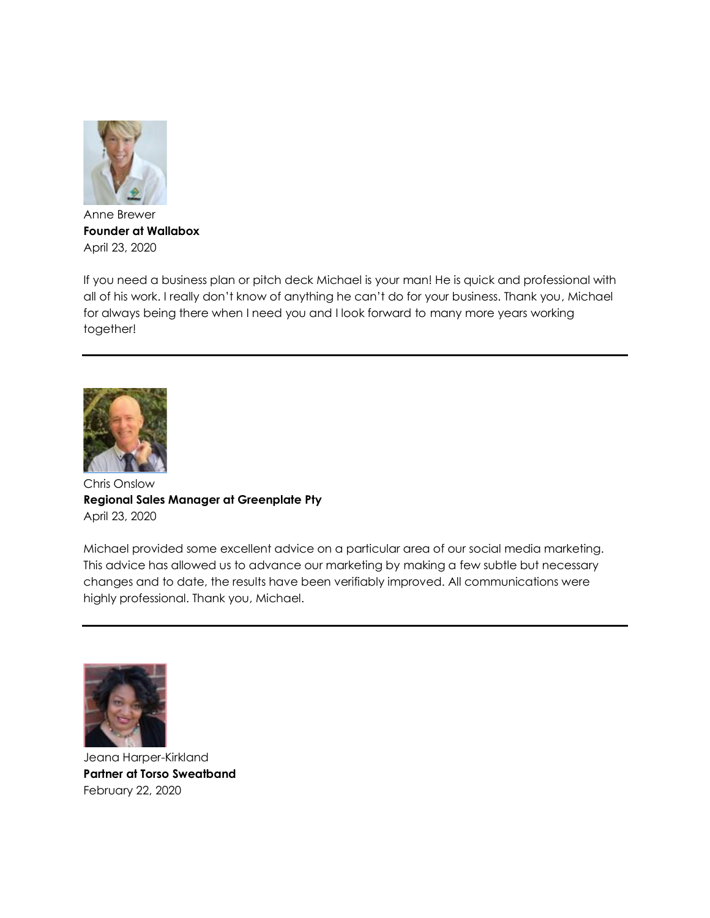Anne Brewer
**Founder at Wallabox**
April 23, 2020

If you need a business plan or pitch deck Michael is your man! He is quick and professional with all of his work. I really don't know of anything he can't do for your business. Thank you, Michael for always being there when I need you and I look forward to many more years working together!

---

Chris Onslow
**Regional Sales Manager at Greenplate Pty**
April 23, 2020

Michael provided some excellent advice on a particular area of our social media marketing. This advice has allowed us to advance our marketing by making a few subtle but necessary changes and to date, the results have been verifiably improved. All communications were highly professional. Thank you, Michael.

---

Jeana Harper-Kirkland
**Partner at Torso Sweatband**
February 22, 2020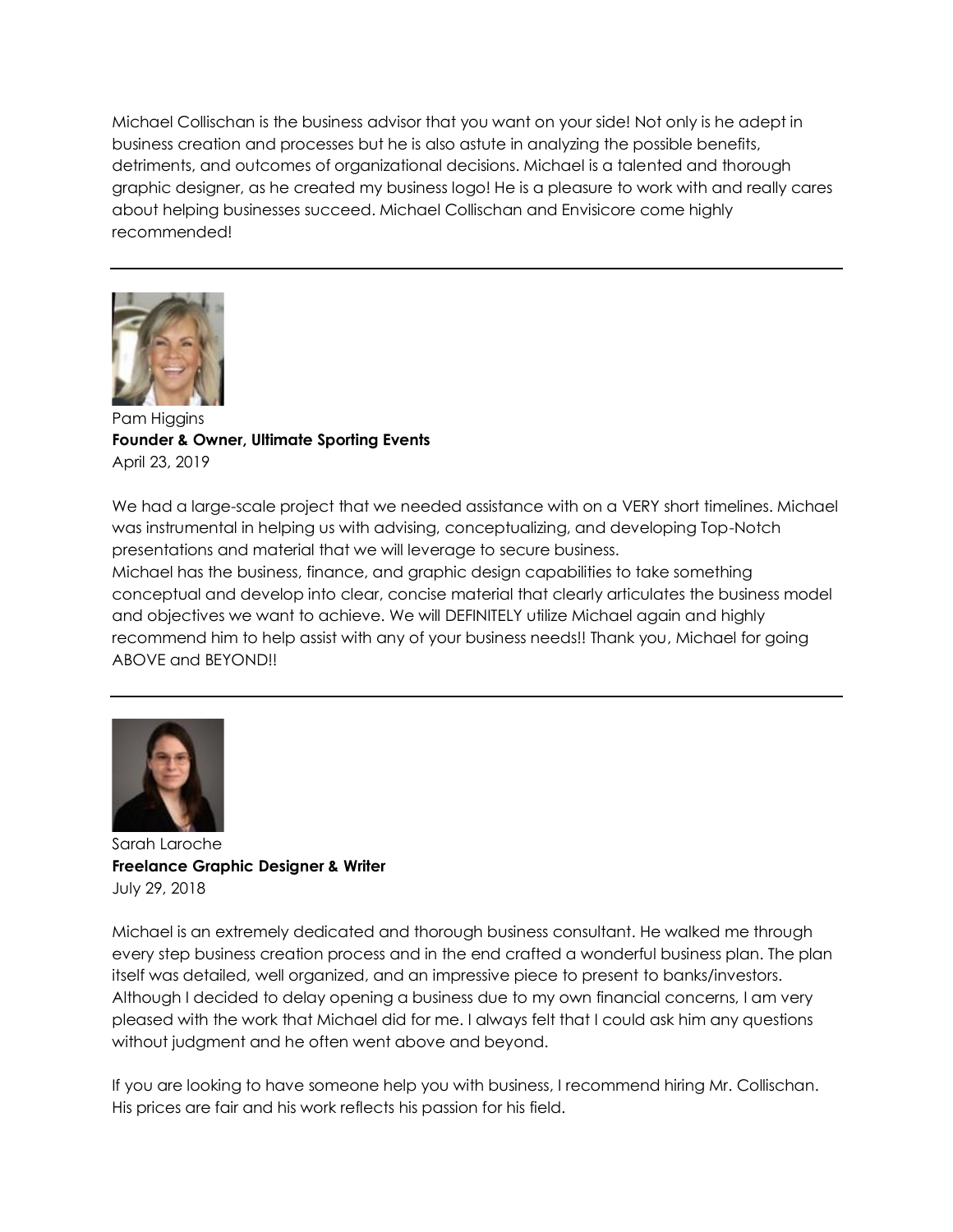Michael Collischan is the business advisor that you want on your side! Not only is he adept in business creation and processes but he is also astute in analyzing the possible benefits, detriments, and outcomes of organizational decisions. Michael is a talented and thorough graphic designer, as he created my business logo! He is a pleasure to work with and really cares about helping businesses succeed. Michael Collischan and Envisicore come highly recommended!

---

Pam Higgins
**Founder & Owner, Ultimate Sporting Events**
April 23, 2019

We had a large-scale project that we needed assistance with on a VERY short timelines. Michael was instrumental in helping us with advising, conceptualizing, and developing Top-Notch presentations and material that we will leverage to secure business.
Michael has the business, finance, and graphic design capabilities to take something conceptual and develop into clear, concise material that clearly articulates the business model and objectives we want to achieve. We will DEFINITELY utilize Michael again and highly recommend him to help assist with any of your business needs!! Thank you, Michael for going ABOVE and BEYOND!!

---

Sarah Laroche
**Freelance Graphic Designer & Writer**
July 29, 2018

Michael is an extremely dedicated and thorough business consultant. He walked me through every step business creation process and in the end crafted a wonderful business plan. The plan itself was detailed, well organized, and an impressive piece to present to banks/investors. Although I decided to delay opening a business due to my own financial concerns, I am very pleased with the work that Michael did for me. I always felt that I could ask him any questions without judgment and he often went above and beyond.

If you are looking to have someone help you with business, I recommend hiring Mr. Collischan. His prices are fair and his work reflects his passion for his field.